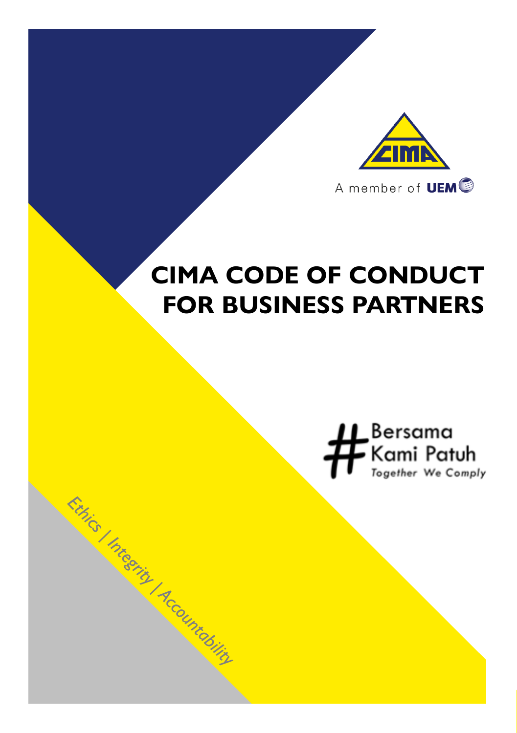A member of UEM

# CIMA CODE OF CONDUCT FOR BUSINESS PARTNERS

#Bersama Kami Patuh

*Together We Comply*

Ethics | Integrity | Accountability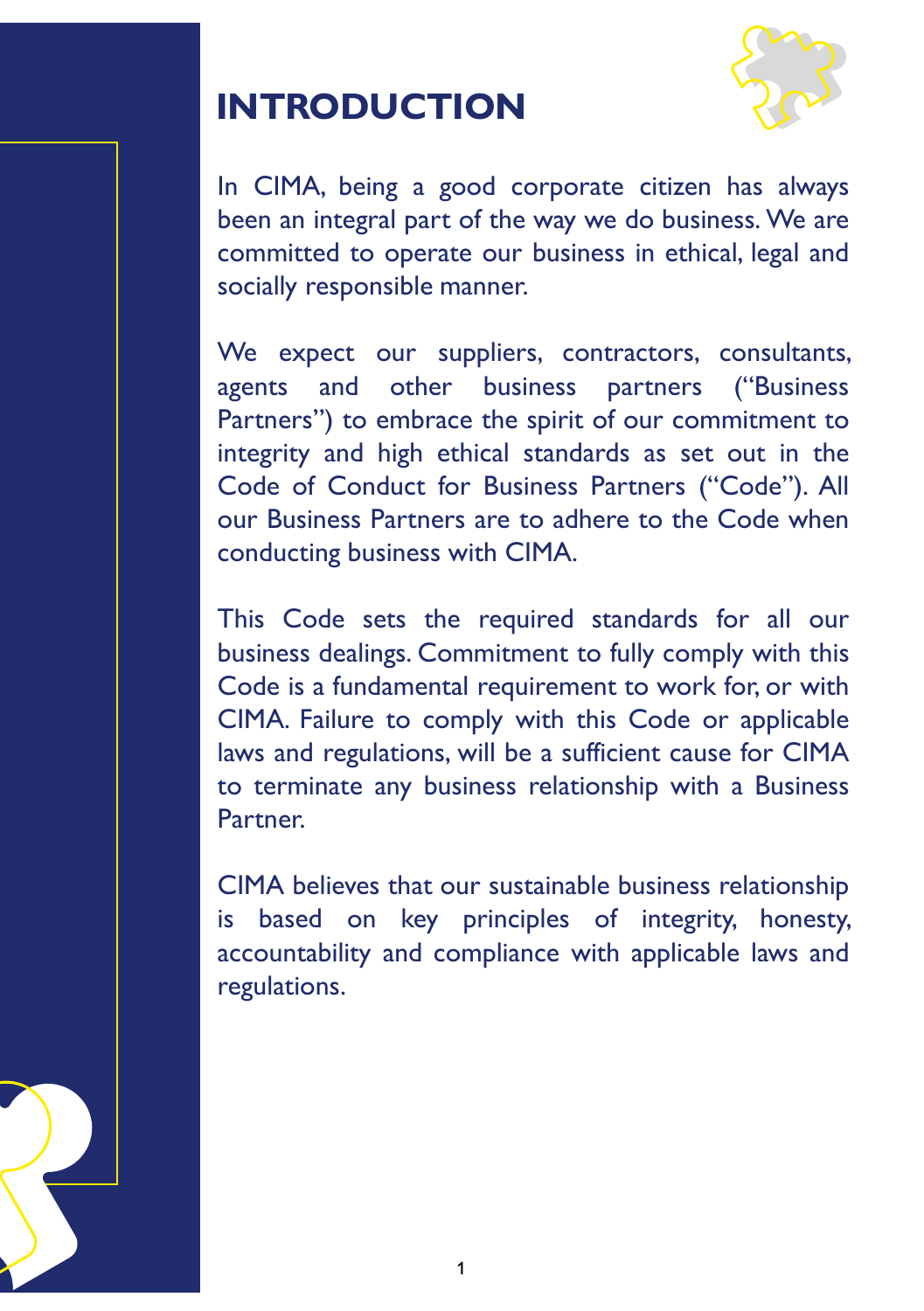# INTRODUCTION

In CIMA, being a good corporate citizen has always been an integral part of the way we do business. We are committed to operate our business in ethical, legal and socially responsible manner.

We expect our suppliers, contractors, consultants, agents and other business partners ("Business Partners") to embrace the spirit of our commitment to integrity and high ethical standards as set out in the Code of Conduct for Business Partners ("Code"). All our Business Partners are to adhere to the Code when conducting business with CIMA.

This Code sets the required standards for all our business dealings. Commitment to fully comply with this Code is a fundamental requirement to work for, or with CIMA. Failure to comply with this Code or applicable laws and regulations, will be a sufficient cause for CIMA to terminate any business relationship with a Business Partner.

CIMA believes that our sustainable business relationship is based on key principles of integrity, honesty, accountability and compliance with applicable laws and regulations.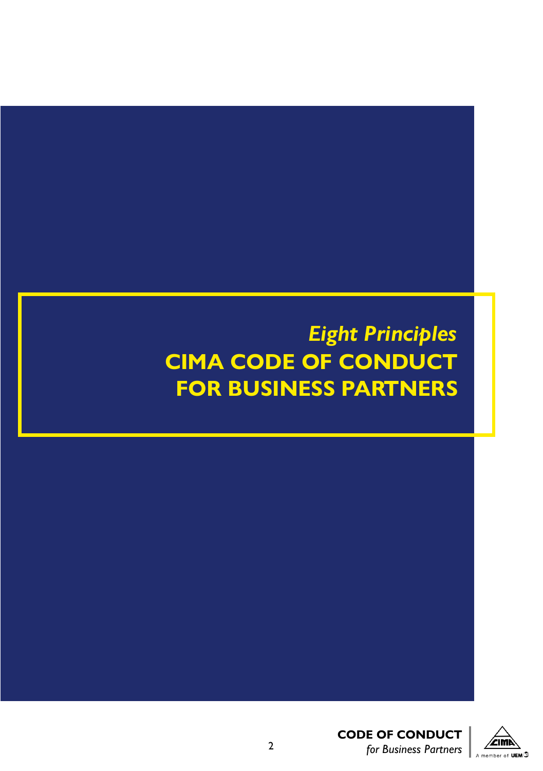*Eight Principles*

# CIMA CODE OF CONDUCT FOR BUSINESS PARTNERS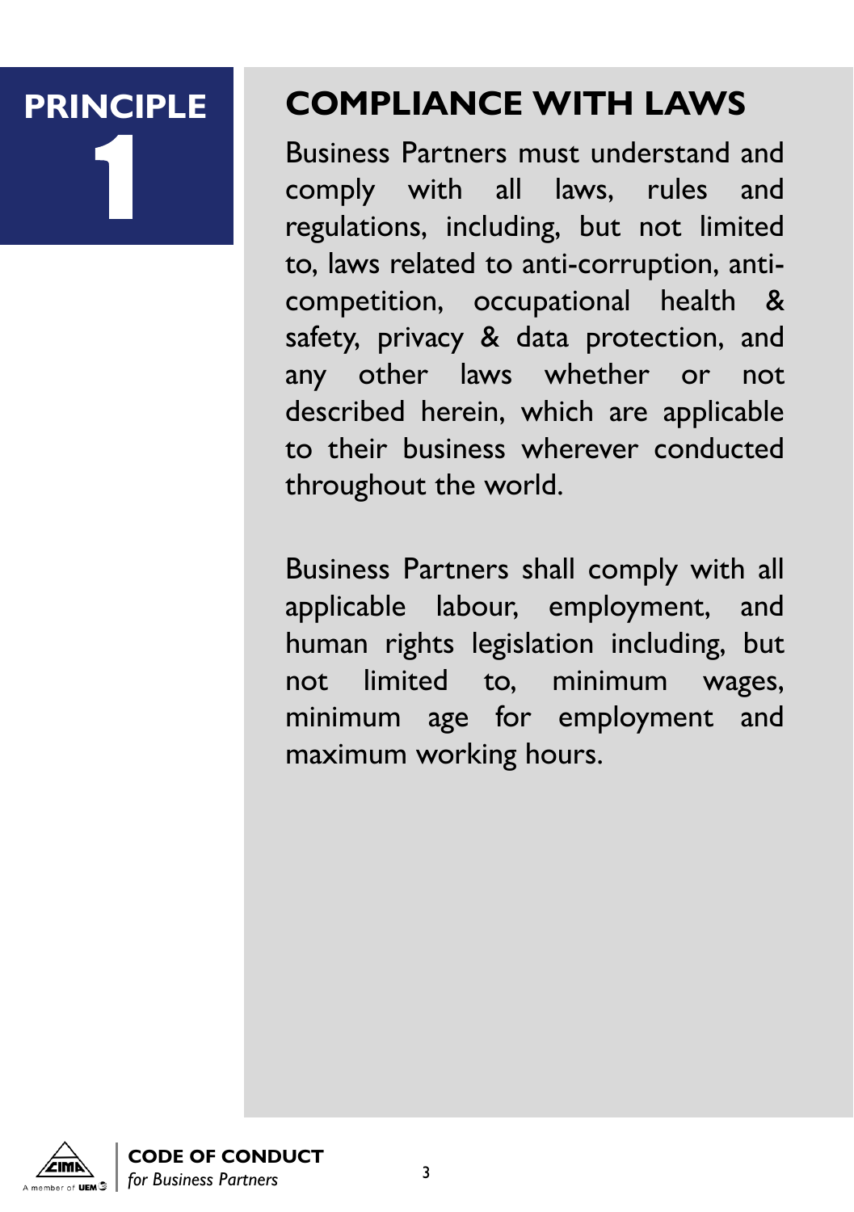**PRINCIPLE 1**

## COMPLIANCE WITH LAWS

Business Partners must understand and comply with all laws, rules and regulations, including, but not limited to, laws related to anti-corruption, anti-competition, occupational health & safety, privacy & data protection, and any other laws whether or not described herein, which are applicable to their business wherever conducted throughout the world.

Business Partners shall comply with all applicable labour, employment, and human rights legislation including, but not limited to, minimum wages, minimum age for employment and maximum working hours.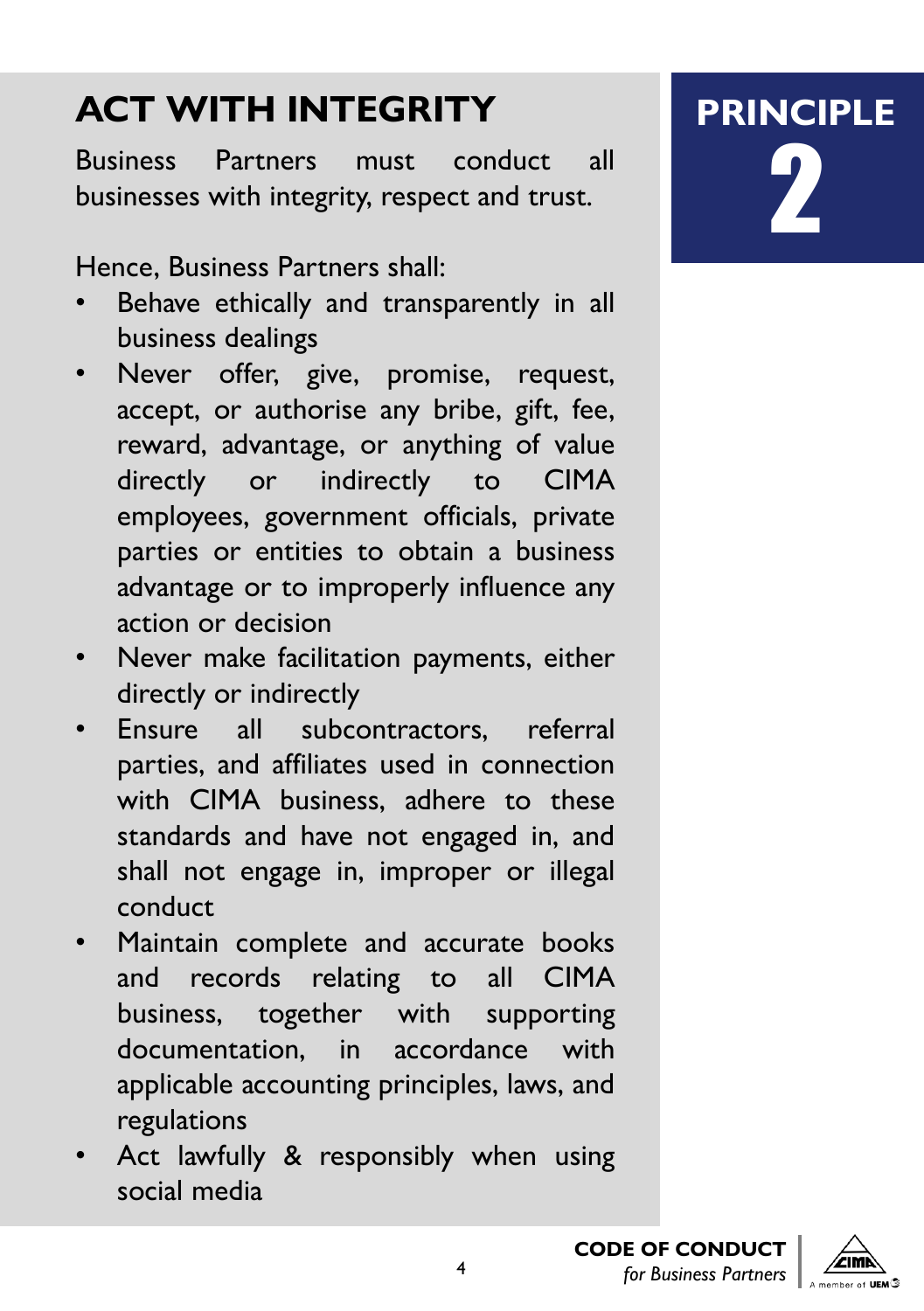# ACT WITH INTEGRITY

**PRINCIPLE 2**

Business Partners must conduct all businesses with integrity, respect and trust.

Hence, Business Partners shall:

- Behave ethically and transparently in all business dealings
- Never offer, give, promise, request, accept, or authorise any bribe, gift, fee, reward, advantage, or anything of value directly or indirectly to CIMA employees, government officials, private parties or entities to obtain a business advantage or to improperly influence any action or decision
- Never make facilitation payments, either directly or indirectly
- Ensure all subcontractors, referral parties, and affiliates used in connection with CIMA business, adhere to these standards and have not engaged in, and shall not engage in, improper or illegal conduct
- Maintain complete and accurate books and records relating to all CIMA business, together with supporting documentation, in accordance with applicable accounting principles, laws, and regulations
- Act lawfully & responsibly when using social media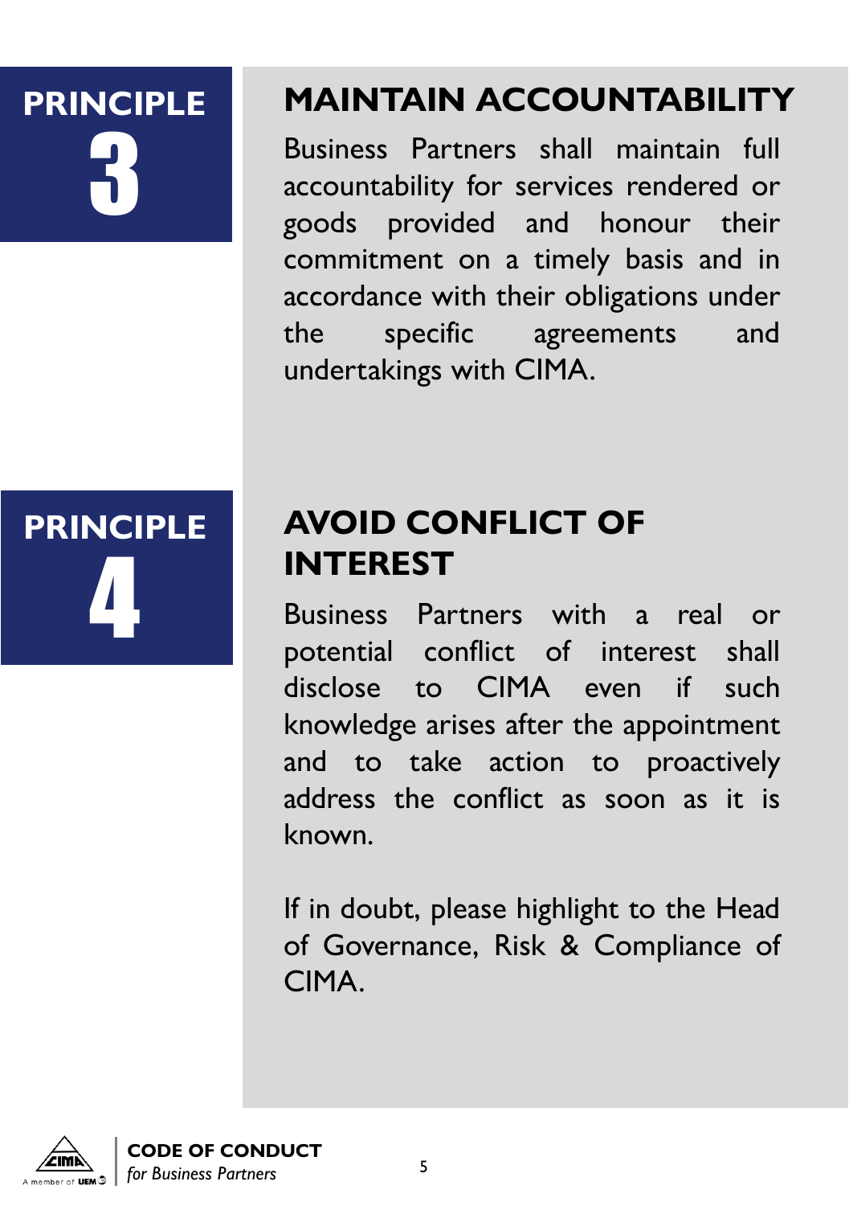## PRINCIPLE 3

## MAINTAIN ACCOUNTABILITY

Business Partners shall maintain full accountability for services rendered or goods provided and honour their commitment on a timely basis and in accordance with their obligations under the specific agreements and undertakings with CIMA.

## PRINCIPLE 4

## AVOID CONFLICT OF INTEREST

Business Partners with a real or potential conflict of interest shall disclose to CIMA even if such knowledge arises after the appointment and to take action to proactively address the conflict as soon as it is known.

If in doubt, please highlight to the Head of Governance, Risk & Compliance of CIMA.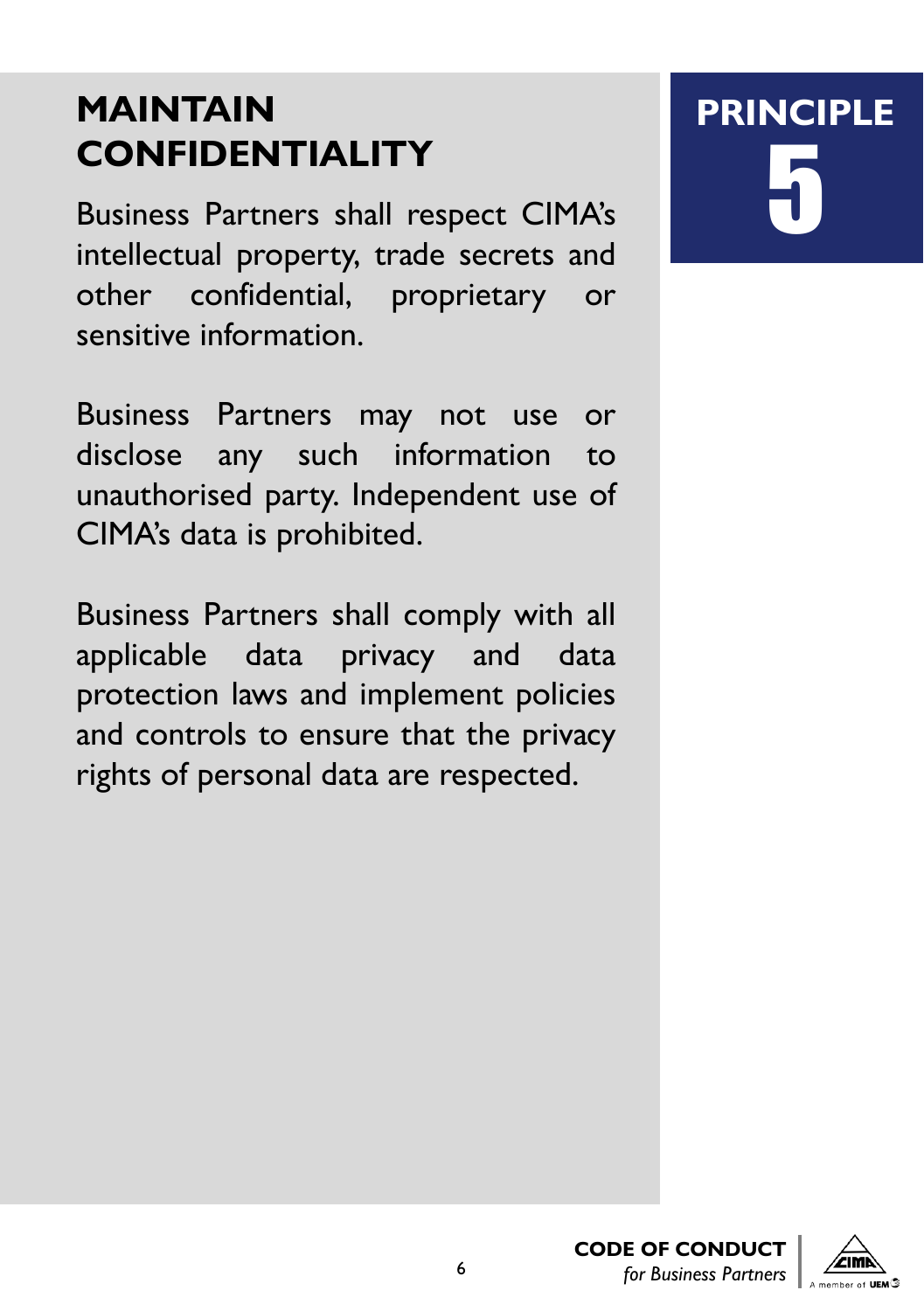## PRINCIPLE 5

# MAINTAIN CONFIDENTIALITY

Business Partners shall respect CIMA's intellectual property, trade secrets and other confidential, proprietary or sensitive information.

Business Partners may not use or disclose any such information to unauthorised party. Independent use of CIMA's data is prohibited.

Business Partners shall comply with all applicable data privacy and data protection laws and implement policies and controls to ensure that the privacy rights of personal data are respected.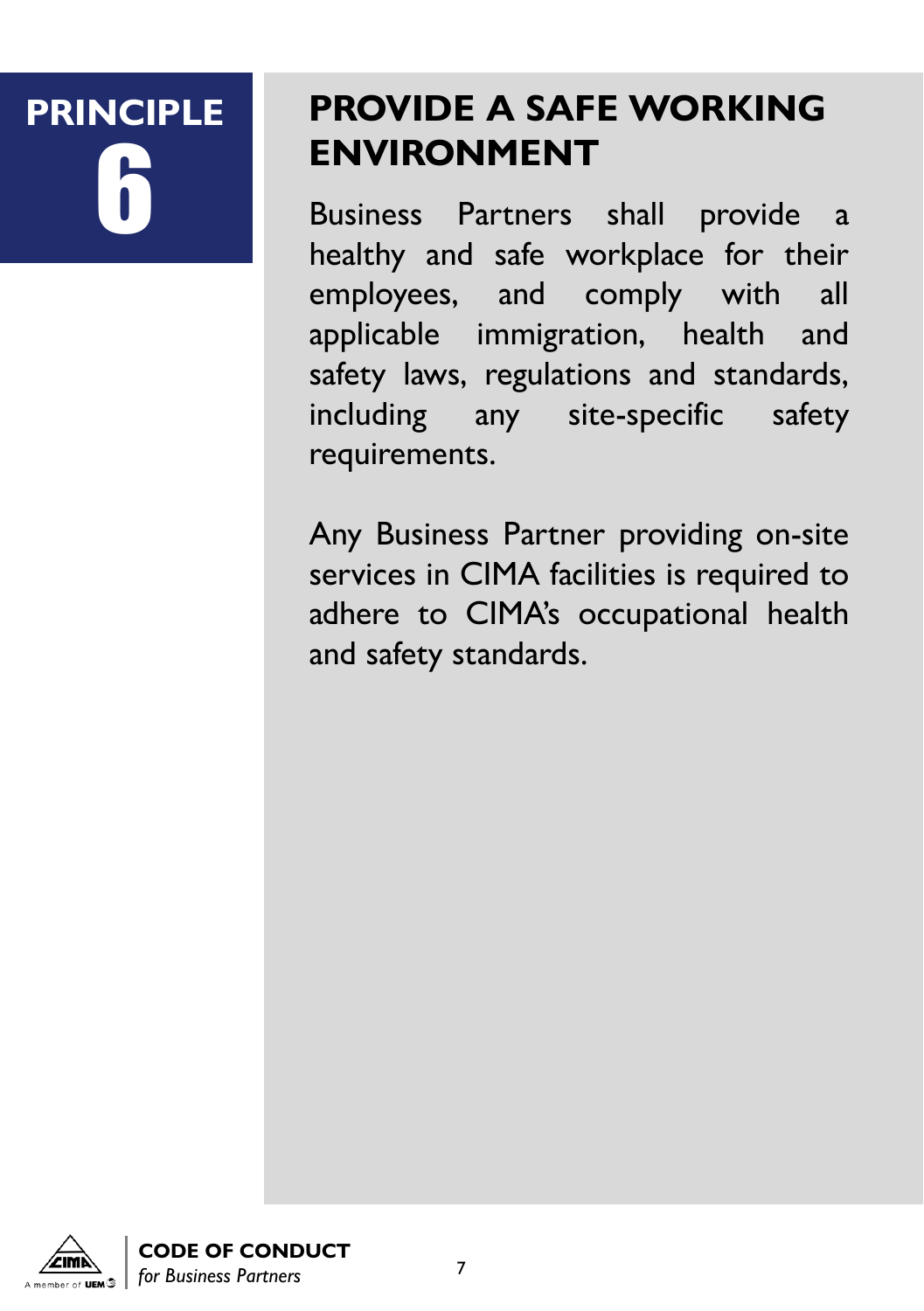# PRINCIPLE 6

## PROVIDE A SAFE WORKING ENVIRONMENT

Business Partners shall provide a healthy and safe workplace for their employees, and comply with all applicable immigration, health and safety laws, regulations and standards, including any site-specific safety requirements.

Any Business Partner providing on-site services in CIMA facilities is required to adhere to CIMA's occupational health and safety standards.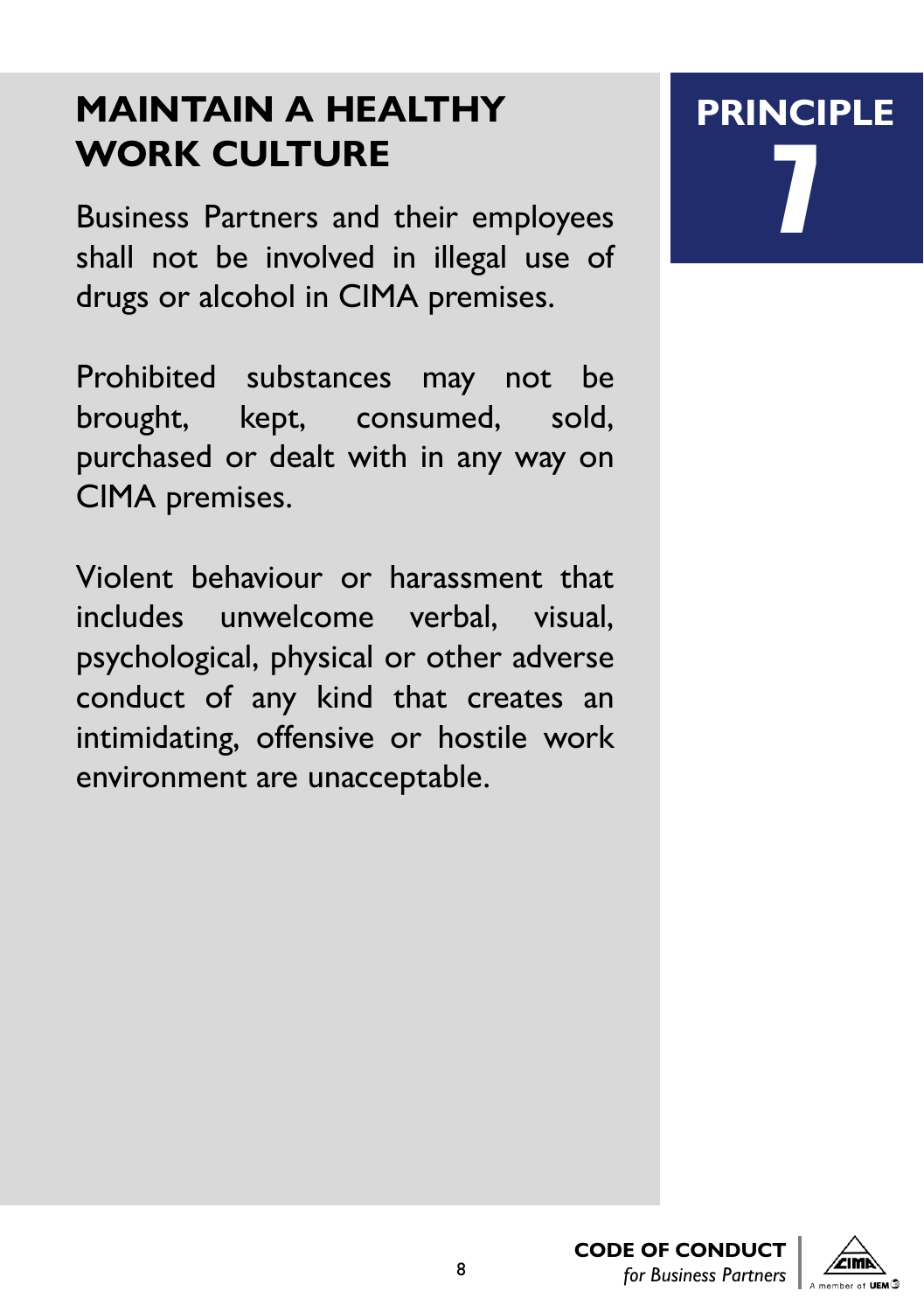# MAINTAIN A HEALTHY WORK CULTURE

**PRINCIPLE 7**

Business Partners and their employees shall not be involved in illegal use of drugs or alcohol in CIMA premises.

Prohibited substances may not be brought, kept, consumed, sold, purchased or dealt with in any way on CIMA premises.

Violent behaviour or harassment that includes unwelcome verbal, visual, psychological, physical or other adverse conduct of any kind that creates an intimidating, offensive or hostile work environment are unacceptable.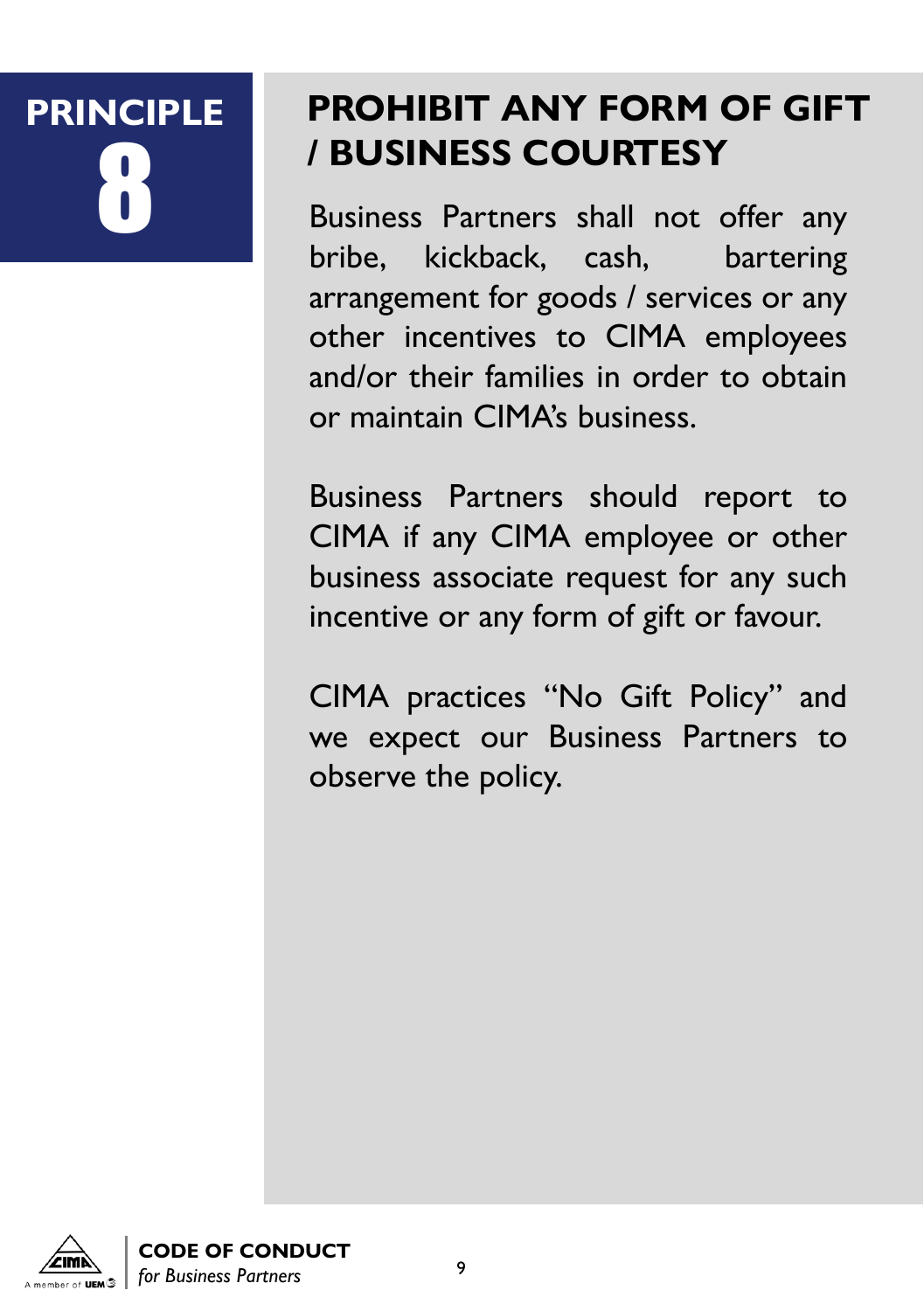# PRINCIPLE 8

## PROHIBIT ANY FORM OF GIFT / BUSINESS COURTESY

Business Partners shall not offer any bribe, kickback, cash, bartering arrangement for goods / services or any other incentives to CIMA employees and/or their families in order to obtain or maintain CIMA's business.

Business Partners should report to CIMA if any CIMA employee or other business associate request for any such incentive or any form of gift or favour.

CIMA practices "No Gift Policy" and we expect our Business Partners to observe the policy.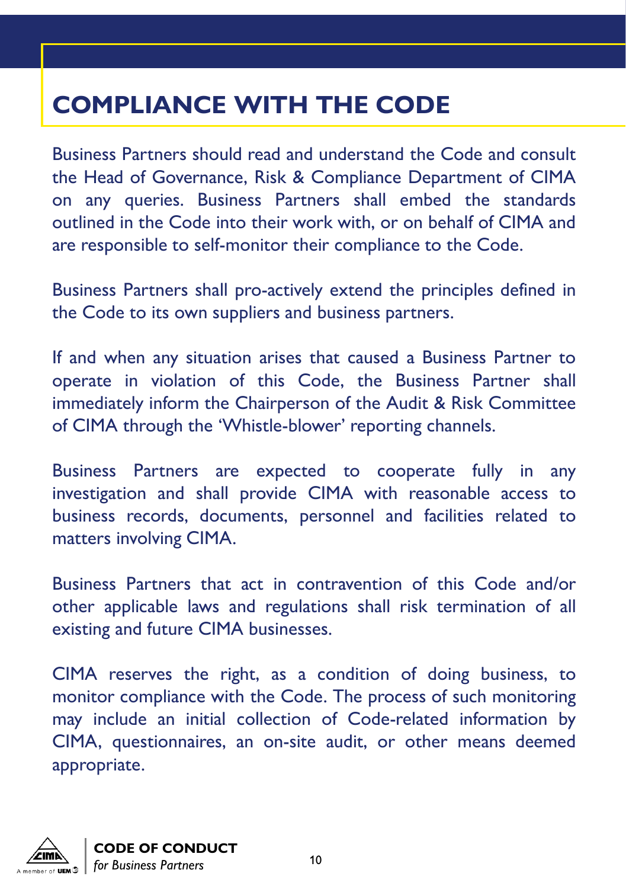# COMPLIANCE WITH THE CODE

Business Partners should read and understand the Code and consult the Head of Governance, Risk & Compliance Department of CIMA on any queries. Business Partners shall embed the standards outlined in the Code into their work with, or on behalf of CIMA and are responsible to self-monitor their compliance to the Code.

Business Partners shall pro-actively extend the principles defined in the Code to its own suppliers and business partners.

If and when any situation arises that caused a Business Partner to operate in violation of this Code, the Business Partner shall immediately inform the Chairperson of the Audit & Risk Committee of CIMA through the 'Whistle-blower' reporting channels.

Business Partners are expected to cooperate fully in any investigation and shall provide CIMA with reasonable access to business records, documents, personnel and facilities related to matters involving CIMA.

Business Partners that act in contravention of this Code and/or other applicable laws and regulations shall risk termination of all existing and future CIMA businesses.

CIMA reserves the right, as a condition of doing business, to monitor compliance with the Code. The process of such monitoring may include an initial collection of Code-related information by CIMA, questionnaires, an on-site audit, or other means deemed appropriate.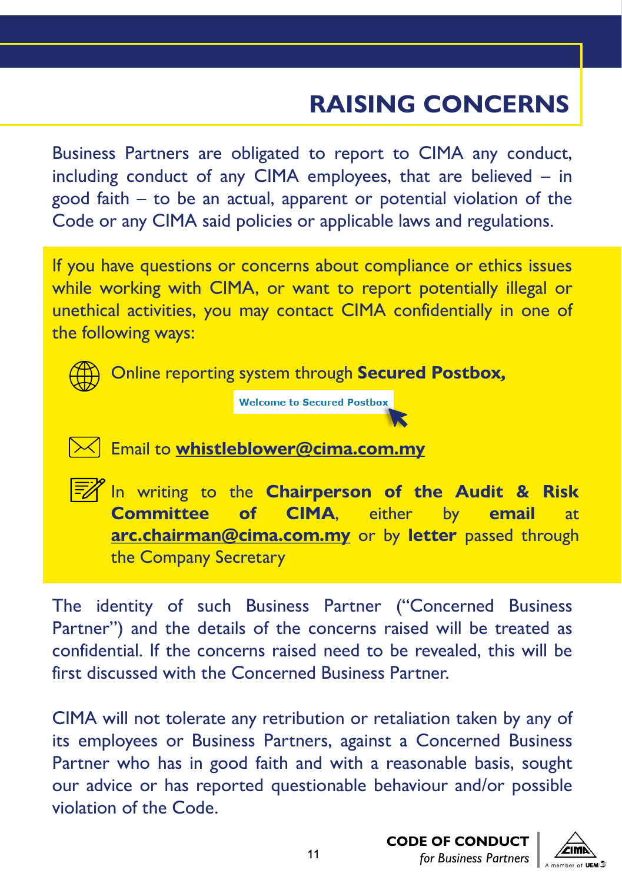# RAISING CONCERNS

Business Partners are obligated to report to CIMA any conduct, including conduct of any CIMA employees, that are believed – in good faith – to be an actual, apparent or potential violation of the Code or any CIMA said policies or applicable laws and regulations.

If you have questions or concerns about compliance or ethics issues while working with CIMA, or want to report potentially illegal or unethical activities, you may contact CIMA confidentially in one of the following ways:

- Online reporting system through **Secured Postbox,**

  Welcome to Secured Postbox

- Email to **whistleblower@cima.com.my**

- In writing to the **Chairperson of the Audit & Risk Committee of CIMA**, either by **email** at **arc.chairman@cima.com.my** or by **letter** passed through the Company Secretary

The identity of such Business Partner ("Concerned Business Partner") and the details of the concerns raised will be treated as confidential. If the concerns raised need to be revealed, this will be first discussed with the Concerned Business Partner.

CIMA will not tolerate any retribution or retaliation taken by any of its employees or Business Partners, against a Concerned Business Partner who has in good faith and with a reasonable basis, sought our advice or has reported questionable behaviour and/or possible violation of the Code.